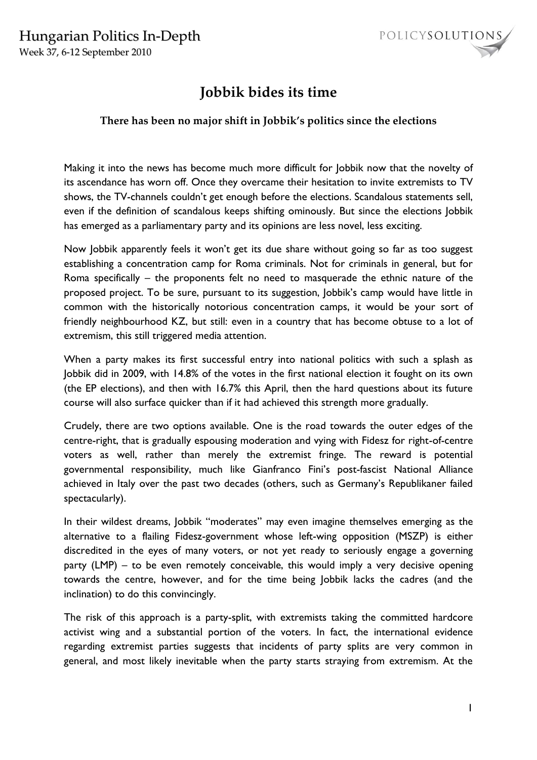# Jobbik bides its time

### There has been no major shift in Jobbik's politics since the elections

Making it into the news has become much more difficult for Jobbik now that the novelty of its ascendance has worn off. Once they overcame their hesitation to invite extremists to TV shows, the TV-channels couldn't get enough before the elections. Scandalous statements sell, even if the definition of scandalous keeps shifting ominously. But since the elections Jobbik has emerged as a parliamentary party and its opinions are less novel, less exciting.

Now Jobbik apparently feels it won't get its due share without going so far as too suggest establishing a concentration camp for Roma criminals. Not for criminals in general, but for Roma specifically – the proponents felt no need to masquerade the ethnic nature of the proposed project. To be sure, pursuant to its suggestion, Jobbik's camp would have little in common with the historically notorious concentration camps, it would be your sort of friendly neighbourhood KZ, but still: even in a country that has become obtuse to a lot of extremism, this still triggered media attention.

When a party makes its first successful entry into national politics with such a splash as Jobbik did in 2009, with 14.8% of the votes in the first national election it fought on its own (the EP elections), and then with 16.7% this April, then the hard questions about its future course will also surface quicker than if it had achieved this strength more gradually.

Crudely, there are two options available. One is the road towards the outer edges of the centre-right, that is gradually espousing moderation and vying with Fidesz for right-of-centre voters as well, rather than merely the extremist fringe. The reward is potential governmental responsibility, much like Gianfranco Fini's post-fascist National Alliance achieved in Italy over the past two decades (others, such as Germany's Republikaner failed spectacularly).

In their wildest dreams, Jobbik "moderates" may even imagine themselves emerging as the alternative to a flailing Fidesz-government whose left-wing opposition (MSZP) is either discredited in the eyes of many voters, or not yet ready to seriously engage a governing party (LMP) – to be even remotely conceivable, this would imply a very decisive opening towards the centre, however, and for the time being Jobbik lacks the cadres (and the inclination) to do this convincingly.

The risk of this approach is a party-split, with extremists taking the committed hardcore activist wing and a substantial portion of the voters. In fact, the international evidence regarding extremist parties suggests that incidents of party splits are very common in general, and most likely inevitable when the party starts straying from extremism. At the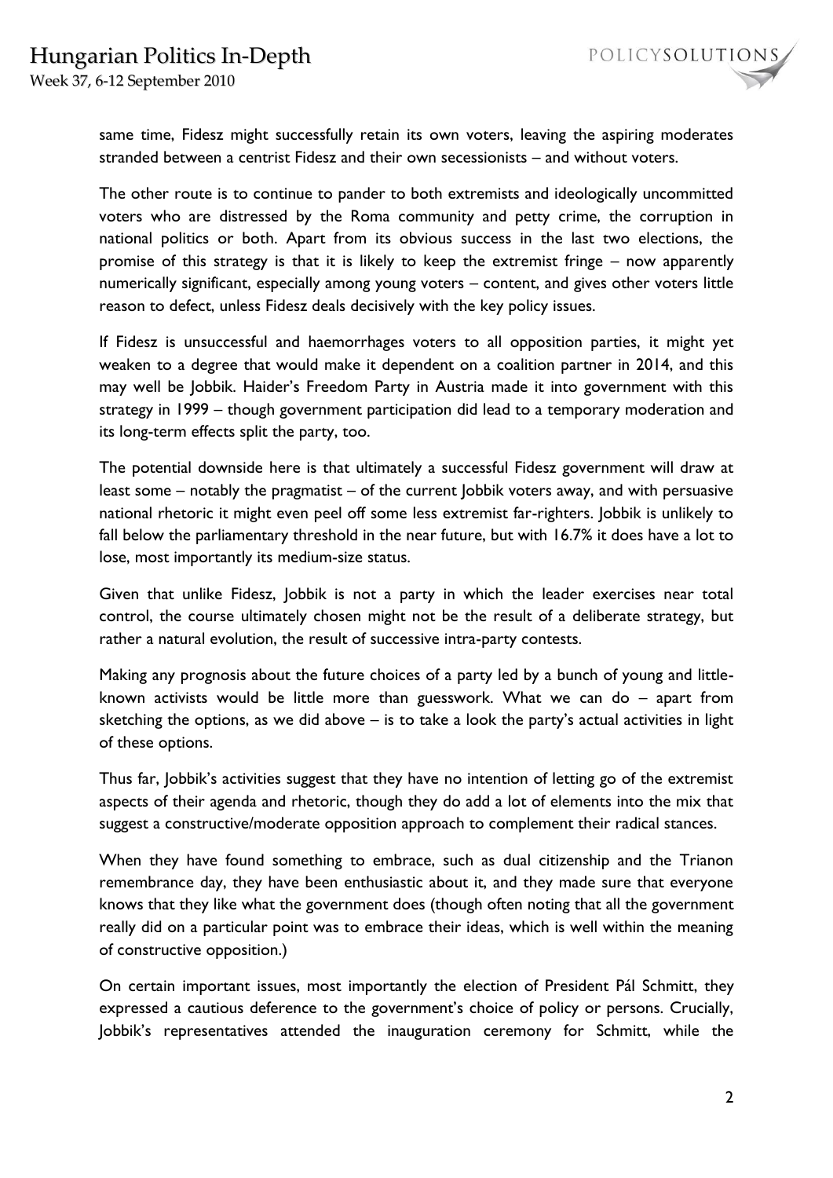same time, Fidesz might successfully retain its own voters, leaving the aspiring moderates stranded between a centrist Fidesz and their own secessionists – and without voters.

The other route is to continue to pander to both extremists and ideologically uncommitted voters who are distressed by the Roma community and petty crime, the corruption in national politics or both. Apart from its obvious success in the last two elections, the promise of this strategy is that it is likely to keep the extremist fringe – now apparently numerically significant, especially among young voters – content, and gives other voters little reason to defect, unless Fidesz deals decisively with the key policy issues.

If Fidesz is unsuccessful and haemorrhages voters to all opposition parties, it might yet weaken to a degree that would make it dependent on a coalition partner in 2014, and this may well be Jobbik. Haider's Freedom Party in Austria made it into government with this strategy in 1999 – though government participation did lead to a temporary moderation and its long-term effects split the party, too.

The potential downside here is that ultimately a successful Fidesz government will draw at least some – notably the pragmatist – of the current Jobbik voters away, and with persuasive national rhetoric it might even peel off some less extremist far-righters. Jobbik is unlikely to fall below the parliamentary threshold in the near future, but with 16.7% it does have a lot to lose, most importantly its medium-size status.

Given that unlike Fidesz, Jobbik is not a party in which the leader exercises near total control, the course ultimately chosen might not be the result of a deliberate strategy, but rather a natural evolution, the result of successive intra-party contests.

Making any prognosis about the future choices of a party led by a bunch of young and little-known activists would be little more than guesswork. What we can do – apart from sketching the options, as we did above – is to take a look the party's actual activities in light of these options.

Thus far, Jobbik's activities suggest that they have no intention of letting go of the extremist aspects of their agenda and rhetoric, though they do add a lot of elements into the mix that suggest a constructive/moderate opposition approach to complement their radical stances.

When they have found something to embrace, such as dual citizenship and the Trianon remembrance day, they have been enthusiastic about it, and they made sure that everyone knows that they like what the government does (though often noting that all the government really did on a particular point was to embrace their ideas, which is well within the meaning of constructive opposition.)

On certain important issues, most importantly the election of President Pál Schmitt, they expressed a cautious deference to the government's choice of policy or persons. Crucially, Jobbik's representatives attended the inauguration ceremony for Schmitt, while the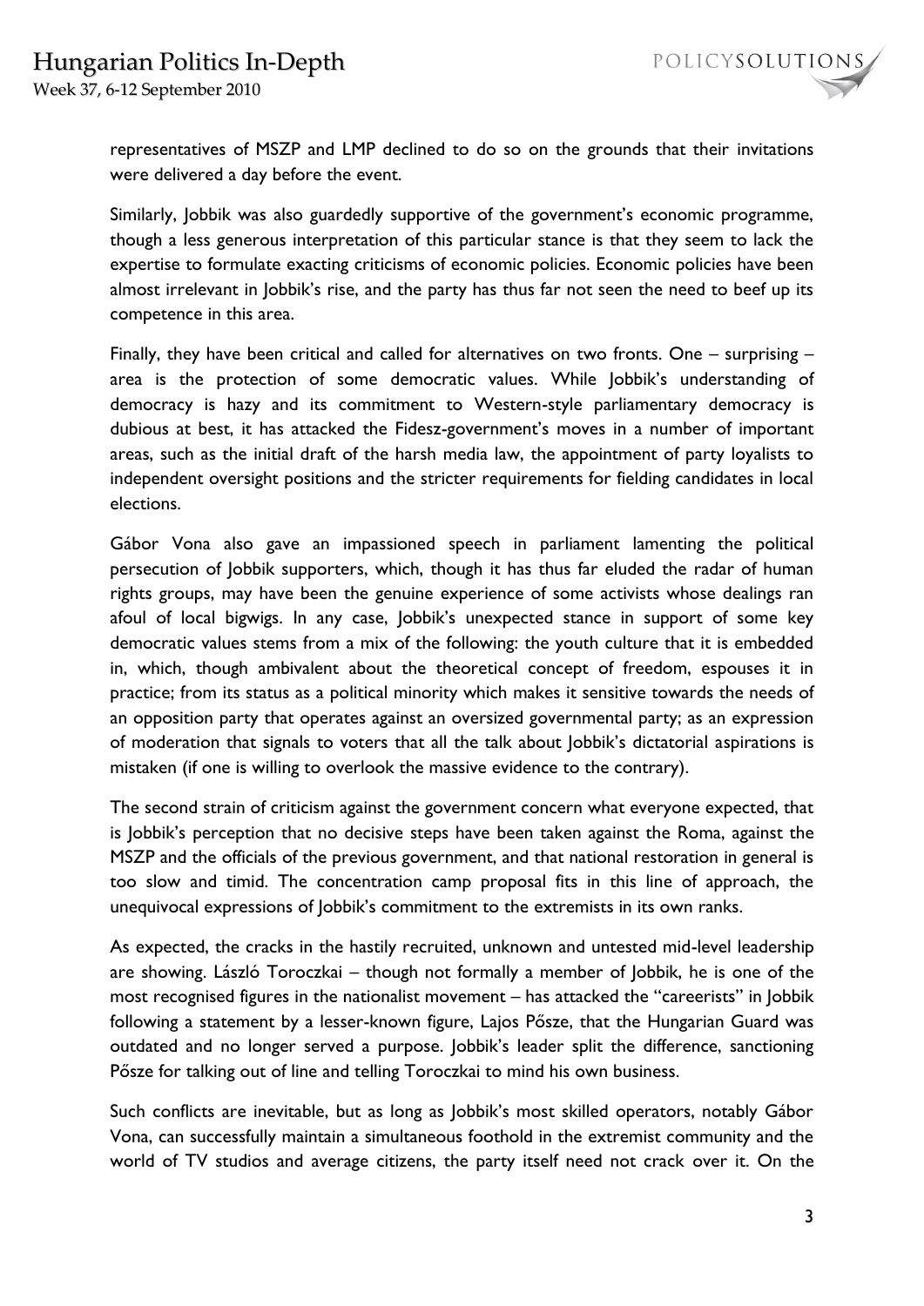representatives of MSZP and LMP declined to do so on the grounds that their invitations were delivered a day before the event.

Similarly, Jobbik was also guardedly supportive of the government's economic programme, though a less generous interpretation of this particular stance is that they seem to lack the expertise to formulate exacting criticisms of economic policies. Economic policies have been almost irrelevant in Jobbik's rise, and the party has thus far not seen the need to beef up its competence in this area.

Finally, they have been critical and called for alternatives on two fronts. One – surprising – area is the protection of some democratic values. While Jobbik's understanding of democracy is hazy and its commitment to Western-style parliamentary democracy is dubious at best, it has attacked the Fidesz-government's moves in a number of important areas, such as the initial draft of the harsh media law, the appointment of party loyalists to independent oversight positions and the stricter requirements for fielding candidates in local elections.

Gábor Vona also gave an impassioned speech in parliament lamenting the political persecution of Jobbik supporters, which, though it has thus far eluded the radar of human rights groups, may have been the genuine experience of some activists whose dealings ran afoul of local bigwigs. In any case, Jobbik's unexpected stance in support of some key democratic values stems from a mix of the following: the youth culture that it is embedded in, which, though ambivalent about the theoretical concept of freedom, espouses it in practice; from its status as a political minority which makes it sensitive towards the needs of an opposition party that operates against an oversized governmental party; as an expression of moderation that signals to voters that all the talk about Jobbik's dictatorial aspirations is mistaken (if one is willing to overlook the massive evidence to the contrary).

The second strain of criticism against the government concern what everyone expected, that is Jobbik's perception that no decisive steps have been taken against the Roma, against the MSZP and the officials of the previous government, and that national restoration in general is too slow and timid. The concentration camp proposal fits in this line of approach, the unequivocal expressions of Jobbik's commitment to the extremists in its own ranks.

As expected, the cracks in the hastily recruited, unknown and untested mid-level leadership are showing. László Toroczkai – though not formally a member of Jobbik, he is one of the most recognised figures in the nationalist movement – has attacked the "careerists" in Jobbik following a statement by a lesser-known figure, Lajos Pősze, that the Hungarian Guard was outdated and no longer served a purpose. Jobbik's leader split the difference, sanctioning Pősze for talking out of line and telling Toroczkai to mind his own business.

Such conflicts are inevitable, but as long as Jobbik's most skilled operators, notably Gábor Vona, can successfully maintain a simultaneous foothold in the extremist community and the world of TV studios and average citizens, the party itself need not crack over it. On the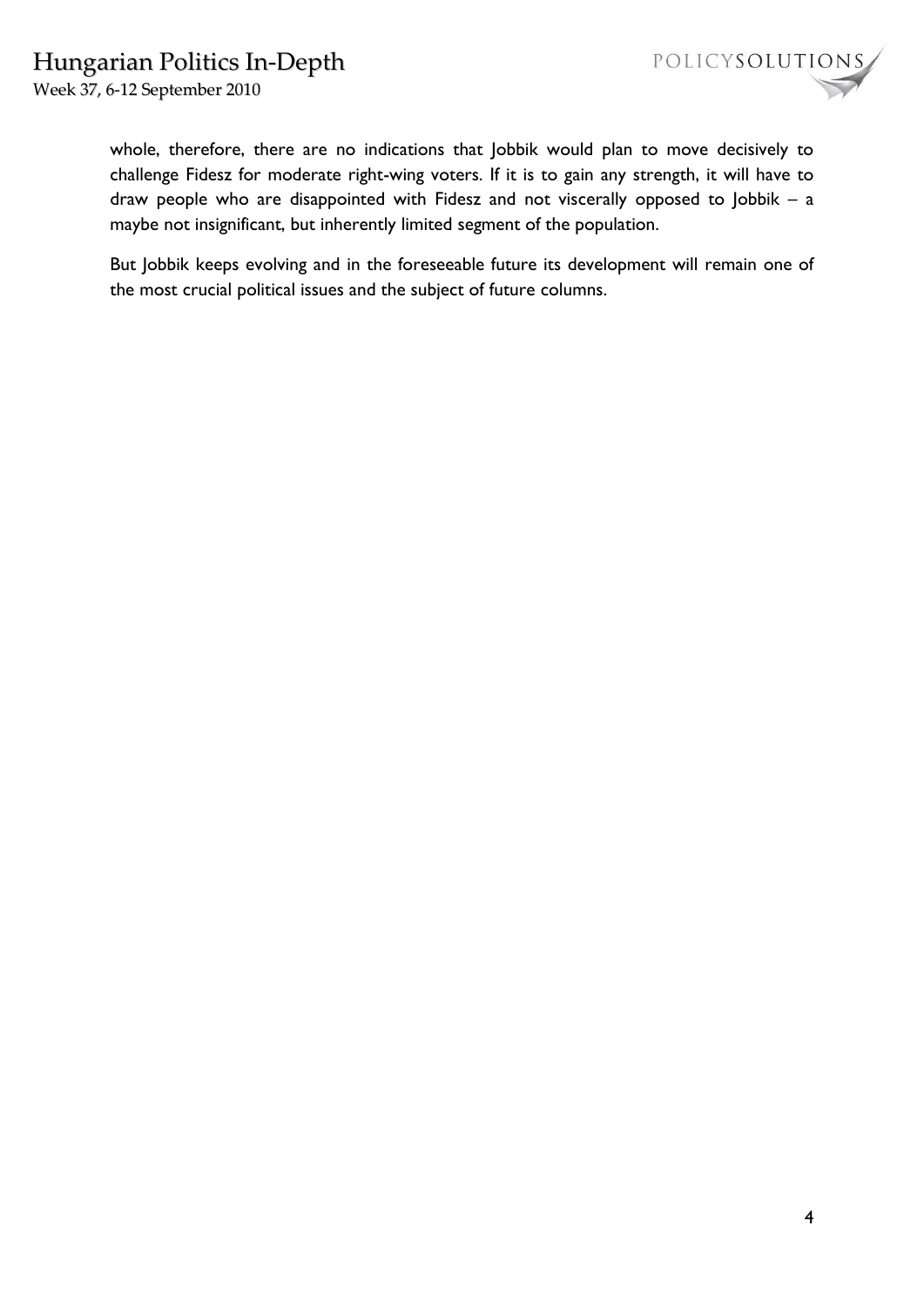whole, therefore, there are no indications that Jobbik would plan to move decisively to challenge Fidesz for moderate right-wing voters. If it is to gain any strength, it will have to draw people who are disappointed with Fidesz and not viscerally opposed to Jobbik – a maybe not insignificant, but inherently limited segment of the population.

But Jobbik keeps evolving and in the foreseeable future its development will remain one of the most crucial political issues and the subject of future columns.